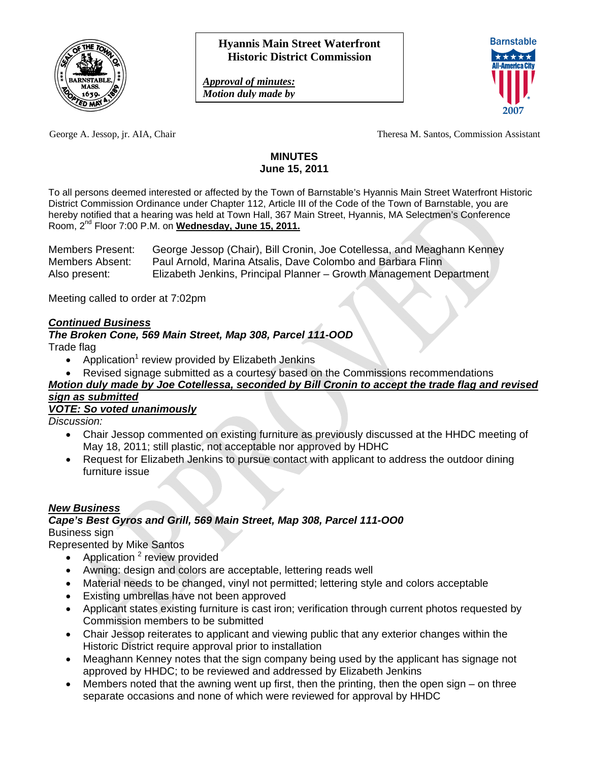# Hyannis Main Street Waterfront Historic District Commission

*Approval of minutes:*
*Motion duly made by*

George A. Jessop, jr. AIA, Chair

Theresa M. Santos, Commission Assistant

## MINUTES
## June 15, 2011

To all persons deemed interested or affected by the Town of Barnstable's Hyannis Main Street Waterfront Historic District Commission Ordinance under Chapter 112, Article III of the Code of the Town of Barnstable, you are hereby notified that a hearing was held at Town Hall, 367 Main Street, Hyannis, MA Selectmen's Conference Room, 2nd Floor 7:00 P.M. on **Wednesday, June 15, 2011.**

Members Present: George Jessop (Chair), Bill Cronin, Joe Cotellessa, and Meaghann Kenney
Members Absent: Paul Arnold, Marina Atsalis, Dave Colombo and Barbara Flinn
Also present: Elizabeth Jenkins, Principal Planner – Growth Management Department

Meeting called to order at 7:02pm

***Continued Business***

***The Broken Cone, 569 Main Street, Map 308, Parcel 111-OOD***

Trade flag

- Application[1] review provided by Elizabeth Jenkins
- Revised signage submitted as a courtesy based on the Commissions recommendations

***Motion duly made by Joe Cotellessa, seconded by Bill Cronin to accept the trade flag and revised sign as submitted***

***VOTE: So voted unanimously***

*Discussion:*

- Chair Jessop commented on existing furniture as previously discussed at the HHDC meeting of May 18, 2011; still plastic, not acceptable nor approved by HDHC
- Request for Elizabeth Jenkins to pursue contact with applicant to address the outdoor dining furniture issue

***New Business***

***Cape's Best Gyros and Grill, 569 Main Street, Map 308, Parcel 111-OO0***

Business sign

Represented by Mike Santos

- Application [2] review provided
- Awning: design and colors are acceptable, lettering reads well
- Material needs to be changed, vinyl not permitted; lettering style and colors acceptable
- Existing umbrellas have not been approved
- Applicant states existing furniture is cast iron; verification through current photos requested by Commission members to be submitted
- Chair Jessop reiterates to applicant and viewing public that any exterior changes within the Historic District require approval prior to installation
- Meaghann Kenney notes that the sign company being used by the applicant has signage not approved by HHDC; to be reviewed and addressed by Elizabeth Jenkins
- Members noted that the awning went up first, then the printing, then the open sign – on three separate occasions and none of which were reviewed for approval by HHDC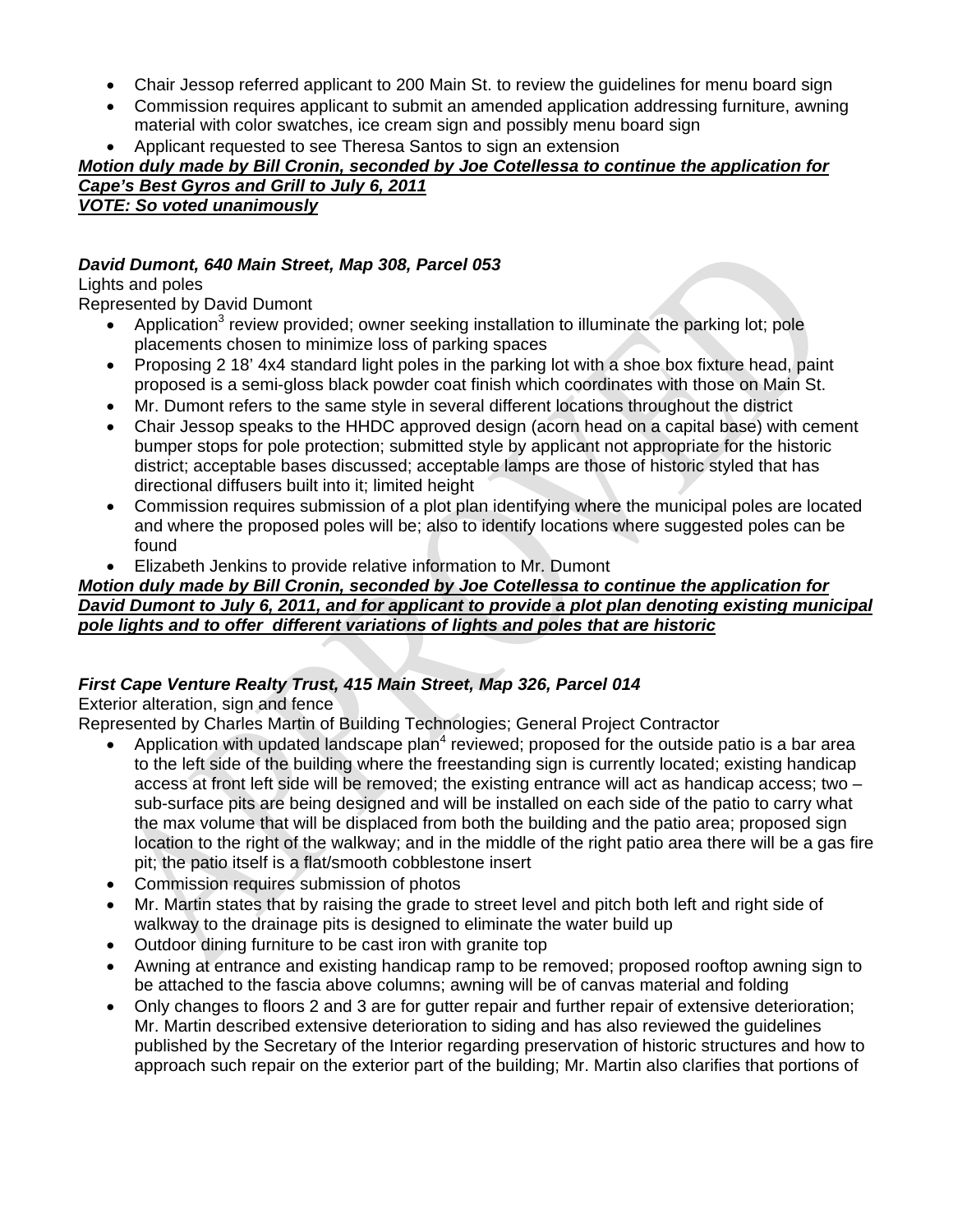- Chair Jessop referred applicant to 200 Main St. to review the guidelines for menu board sign
- Commission requires applicant to submit an amended application addressing furniture, awning material with color swatches, ice cream sign and possibly menu board sign
- Applicant requested to see Theresa Santos to sign an extension

***Motion duly made by Bill Cronin, seconded by Joe Cotellessa to continue the application for Cape's Best Gyros and Grill to July 6, 2011***
***VOTE: So voted unanimously***

***David Dumont, 640 Main Street, Map 308, Parcel 053***
Lights and poles
Represented by David Dumont

- Application[3] review provided; owner seeking installation to illuminate the parking lot; pole placements chosen to minimize loss of parking spaces
- Proposing 2 18' 4x4 standard light poles in the parking lot with a shoe box fixture head, paint proposed is a semi-gloss black powder coat finish which coordinates with those on Main St.
- Mr. Dumont refers to the same style in several different locations throughout the district
- Chair Jessop speaks to the HHDC approved design (acorn head on a capital base) with cement bumper stops for pole protection; submitted style by applicant not appropriate for the historic district; acceptable bases discussed; acceptable lamps are those of historic styled that has directional diffusers built into it; limited height
- Commission requires submission of a plot plan identifying where the municipal poles are located and where the proposed poles will be; also to identify locations where suggested poles can be found
- Elizabeth Jenkins to provide relative information to Mr. Dumont

***Motion duly made by Bill Cronin, seconded by Joe Cotellessa to continue the application for David Dumont to July 6, 2011, and for applicant to provide a plot plan denoting existing municipal pole lights and to offer different variations of lights and poles that are historic***

***First Cape Venture Realty Trust, 415 Main Street, Map 326, Parcel 014***
Exterior alteration, sign and fence
Represented by Charles Martin of Building Technologies; General Project Contractor

- Application with updated landscape plan[4] reviewed; proposed for the outside patio is a bar area to the left side of the building where the freestanding sign is currently located; existing handicap access at front left side will be removed; the existing entrance will act as handicap access; two – sub-surface pits are being designed and will be installed on each side of the patio to carry what the max volume that will be displaced from both the building and the patio area; proposed sign location to the right of the walkway; and in the middle of the right patio area there will be a gas fire pit; the patio itself is a flat/smooth cobblestone insert
- Commission requires submission of photos
- Mr. Martin states that by raising the grade to street level and pitch both left and right side of walkway to the drainage pits is designed to eliminate the water build up
- Outdoor dining furniture to be cast iron with granite top
- Awning at entrance and existing handicap ramp to be removed; proposed rooftop awning sign to be attached to the fascia above columns; awning will be of canvas material and folding
- Only changes to floors 2 and 3 are for gutter repair and further repair of extensive deterioration; Mr. Martin described extensive deterioration to siding and has also reviewed the guidelines published by the Secretary of the Interior regarding preservation of historic structures and how to approach such repair on the exterior part of the building; Mr. Martin also clarifies that portions of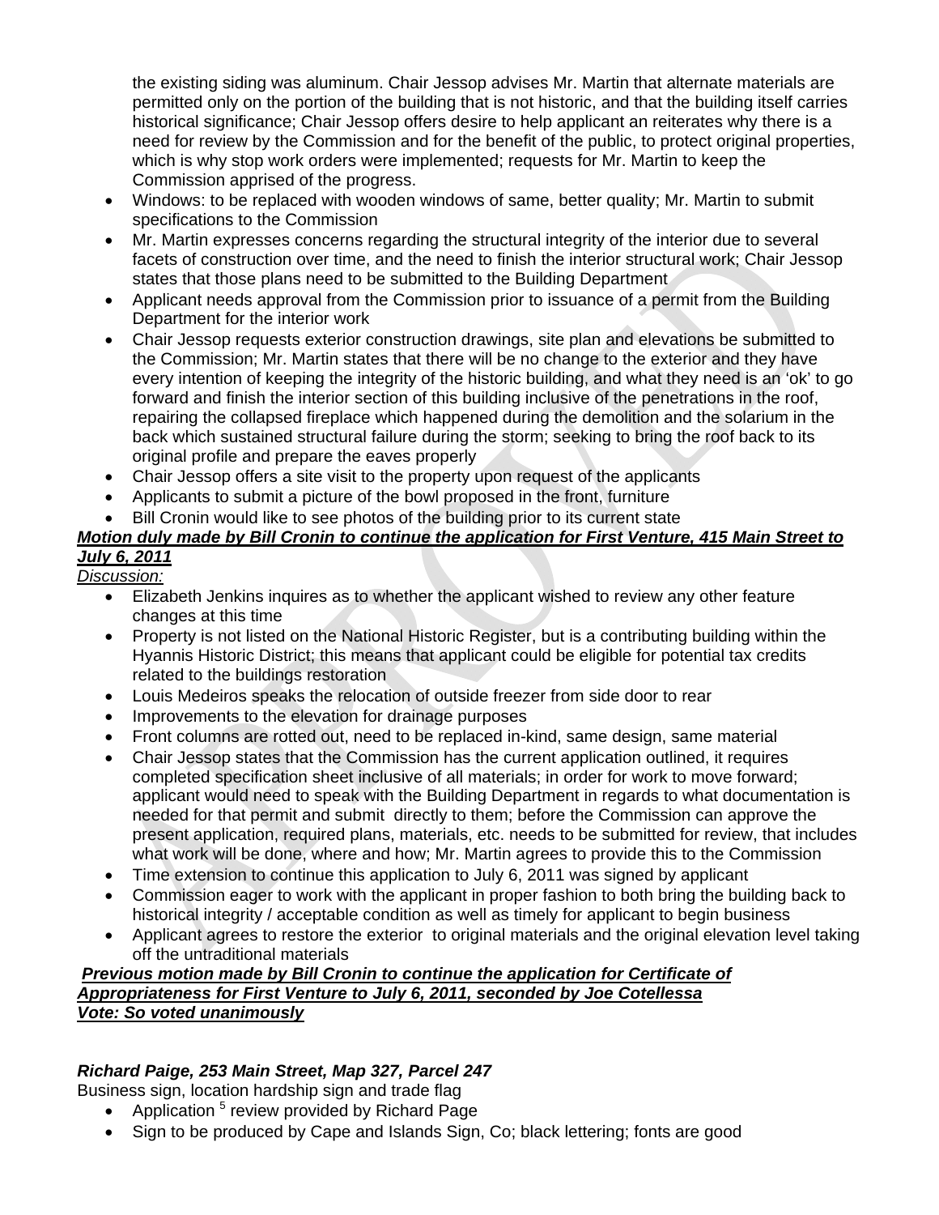the existing siding was aluminum. Chair Jessop advises Mr. Martin that alternate materials are permitted only on the portion of the building that is not historic, and that the building itself carries historical significance; Chair Jessop offers desire to help applicant an reiterates why there is a need for review by the Commission and for the benefit of the public, to protect original properties, which is why stop work orders were implemented; requests for Mr. Martin to keep the Commission apprised of the progress.

- Windows: to be replaced with wooden windows of same, better quality; Mr. Martin to submit specifications to the Commission
- Mr. Martin expresses concerns regarding the structural integrity of the interior due to several facets of construction over time, and the need to finish the interior structural work; Chair Jessop states that those plans need to be submitted to the Building Department
- Applicant needs approval from the Commission prior to issuance of a permit from the Building Department for the interior work
- Chair Jessop requests exterior construction drawings, site plan and elevations be submitted to the Commission; Mr. Martin states that there will be no change to the exterior and they have every intention of keeping the integrity of the historic building, and what they need is an 'ok' to go forward and finish the interior section of this building inclusive of the penetrations in the roof, repairing the collapsed fireplace which happened during the demolition and the solarium in the back which sustained structural failure during the storm; seeking to bring the roof back to its original profile and prepare the eaves properly
- Chair Jessop offers a site visit to the property upon request of the applicants
- Applicants to submit a picture of the bowl proposed in the front, furniture
- Bill Cronin would like to see photos of the building prior to its current state

***Motion duly made by Bill Cronin to continue the application for First Venture, 415 Main Street to July 6, 2011***

*Discussion:*

- Elizabeth Jenkins inquires as to whether the applicant wished to review any other feature changes at this time
- Property is not listed on the National Historic Register, but is a contributing building within the Hyannis Historic District; this means that applicant could be eligible for potential tax credits related to the buildings restoration
- Louis Medeiros speaks the relocation of outside freezer from side door to rear
- Improvements to the elevation for drainage purposes
- Front columns are rotted out, need to be replaced in-kind, same design, same material
- Chair Jessop states that the Commission has the current application outlined, it requires completed specification sheet inclusive of all materials; in order for work to move forward; applicant would need to speak with the Building Department in regards to what documentation is needed for that permit and submit directly to them; before the Commission can approve the present application, required plans, materials, etc. needs to be submitted for review, that includes what work will be done, where and how; Mr. Martin agrees to provide this to the Commission
- Time extension to continue this application to July 6, 2011 was signed by applicant
- Commission eager to work with the applicant in proper fashion to both bring the building back to historical integrity / acceptable condition as well as timely for applicant to begin business
- Applicant agrees to restore the exterior to original materials and the original elevation level taking off the untraditional materials

***Previous motion made by Bill Cronin to continue the application for Certificate of Appropriateness for First Venture to July 6, 2011, seconded by Joe Cotellessa***
***Vote: So voted unanimously***

***Richard Paige, 253 Main Street, Map 327, Parcel 247***

Business sign, location hardship sign and trade flag

- Application [5] review provided by Richard Page
- Sign to be produced by Cape and Islands Sign, Co; black lettering; fonts are good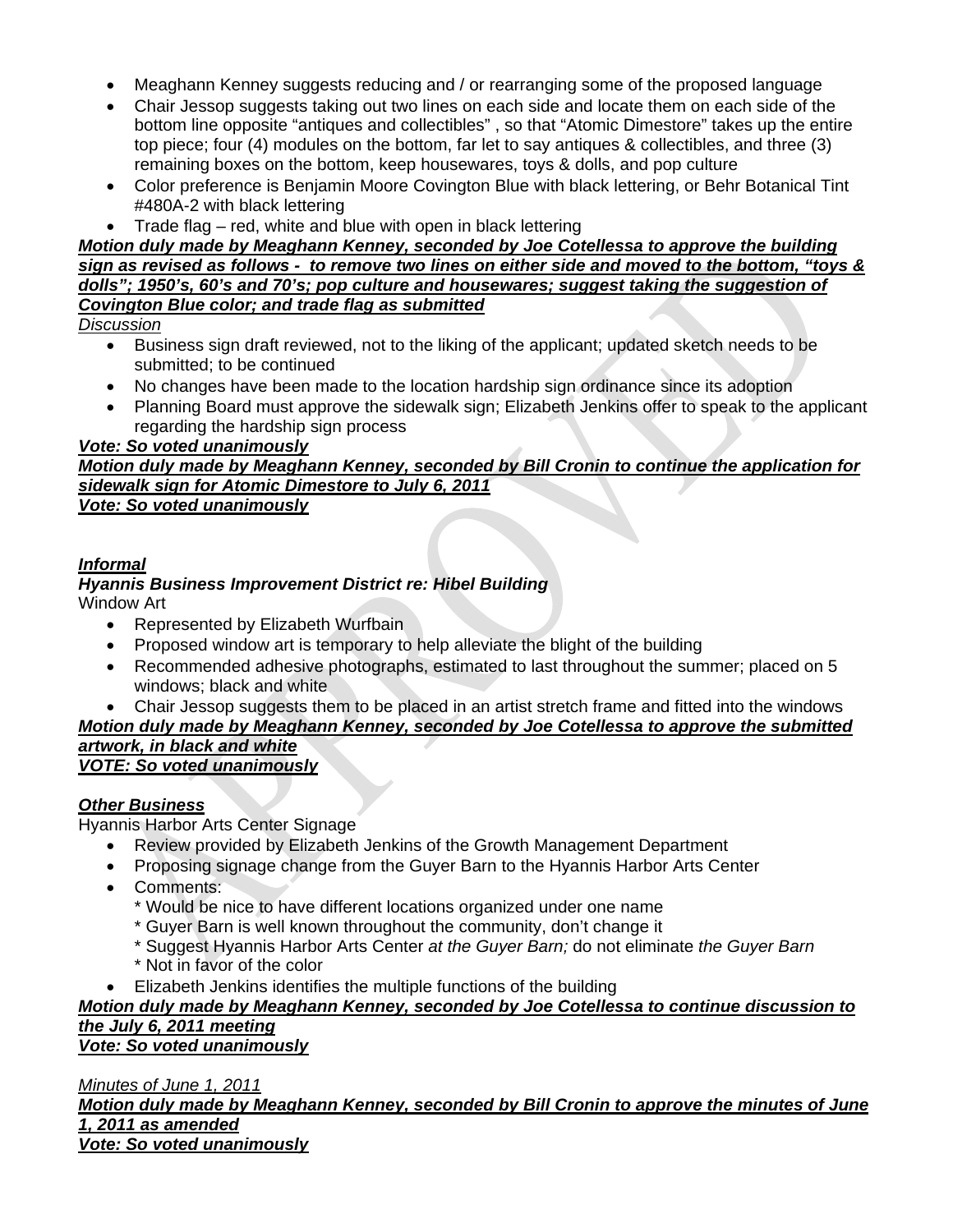- Meaghann Kenney suggests reducing and / or rearranging some of the proposed language
- Chair Jessop suggests taking out two lines on each side and locate them on each side of the bottom line opposite "antiques and collectibles" , so that "Atomic Dimestore" takes up the entire top piece; four (4) modules on the bottom, far let to say antiques & collectibles, and three (3) remaining boxes on the bottom, keep housewares, toys & dolls, and pop culture
- Color preference is Benjamin Moore Covington Blue with black lettering, or Behr Botanical Tint #480A-2 with black lettering
- Trade flag – red, white and blue with open in black lettering

***Motion duly made by Meaghann Kenney, seconded by Joe Cotellessa to approve the building sign as revised as follows - to remove two lines on either side and moved to the bottom, "toys & dolls"; 1950's, 60's and 70's; pop culture and housewares; suggest taking the suggestion of Covington Blue color; and trade flag as submitted***

*Discussion*

- Business sign draft reviewed, not to the liking of the applicant; updated sketch needs to be submitted; to be continued
- No changes have been made to the location hardship sign ordinance since its adoption
- Planning Board must approve the sidewalk sign; Elizabeth Jenkins offer to speak to the applicant regarding the hardship sign process

***Vote: So voted unanimously***

***Motion duly made by Meaghann Kenney, seconded by Bill Cronin to continue the application for sidewalk sign for Atomic Dimestore to July 6, 2011***

***Vote: So voted unanimously***

***Informal***

***Hyannis Business Improvement District re: Hibel Building***

Window Art

- Represented by Elizabeth Wurfbain
- Proposed window art is temporary to help alleviate the blight of the building
- Recommended adhesive photographs, estimated to last throughout the summer; placed on 5 windows; black and white
- Chair Jessop suggests them to be placed in an artist stretch frame and fitted into the windows

***Motion duly made by Meaghann Kenney, seconded by Joe Cotellessa to approve the submitted artwork, in black and white***

***VOTE: So voted unanimously***

***Other Business***

Hyannis Harbor Arts Center Signage

- Review provided by Elizabeth Jenkins of the Growth Management Department
- Proposing signage change from the Guyer Barn to the Hyannis Harbor Arts Center
- Comments:
  - \* Would be nice to have different locations organized under one name
  - \* Guyer Barn is well known throughout the community, don't change it
  - \* Suggest Hyannis Harbor Arts Center *at the Guyer Barn;* do not eliminate *the Guyer Barn*
  - \* Not in favor of the color
- Elizabeth Jenkins identifies the multiple functions of the building

***Motion duly made by Meaghann Kenney, seconded by Joe Cotellessa to continue discussion to the July 6, 2011 meeting***

***Vote: So voted unanimously***

*Minutes of June 1, 2011*

***Motion duly made by Meaghann Kenney, seconded by Bill Cronin to approve the minutes of June 1, 2011 as amended***

***Vote: So voted unanimously***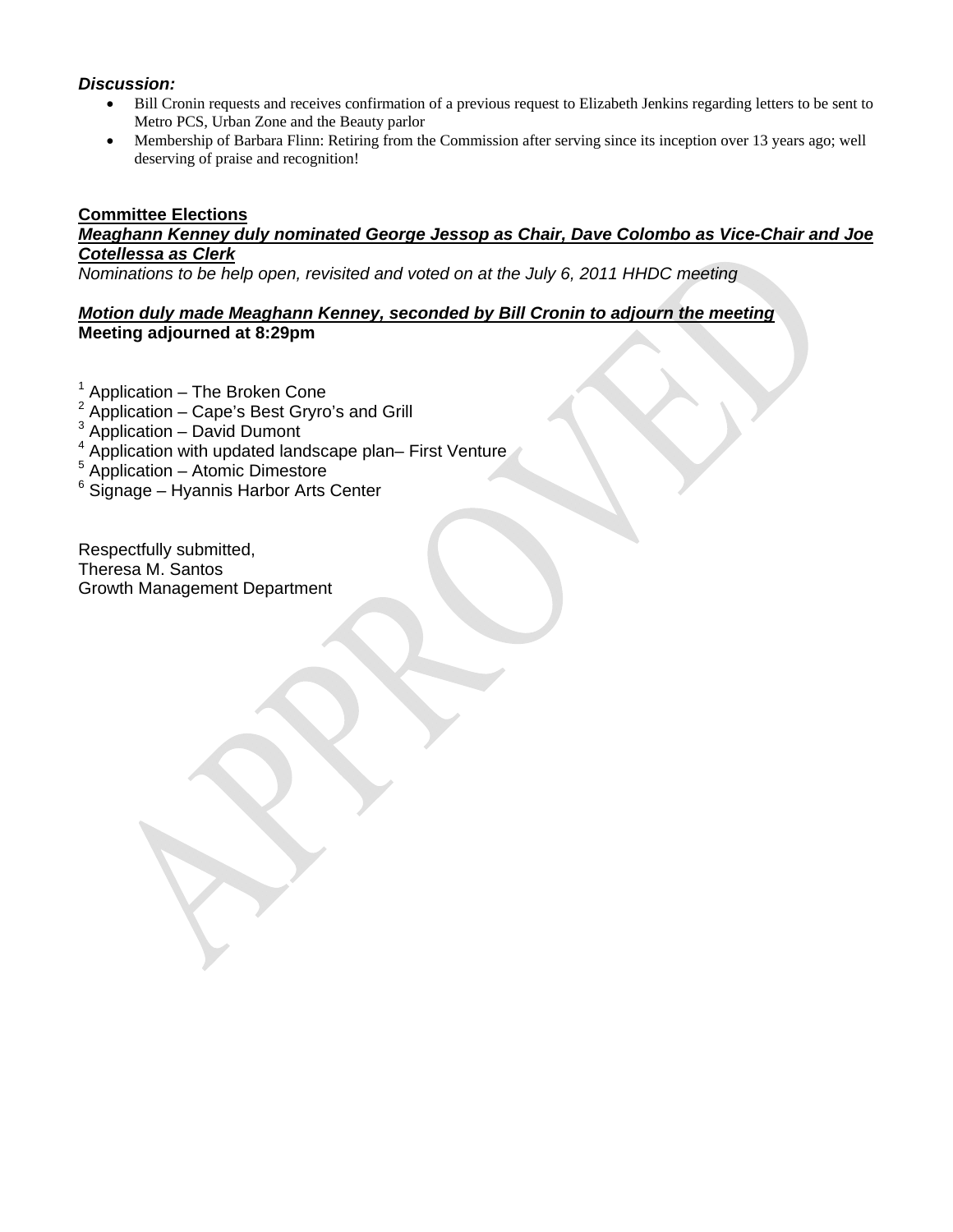***Discussion:***

- Bill Cronin requests and receives confirmation of a previous request to Elizabeth Jenkins regarding letters to be sent to Metro PCS, Urban Zone and the Beauty parlor
- Membership of Barbara Flinn: Retiring from the Commission after serving since its inception over 13 years ago; well deserving of praise and recognition!

**Committee Elections**

***Meaghann Kenney duly nominated George Jessop as Chair, Dave Colombo as Vice-Chair and Joe Cotellessa as Clerk***

*Nominations to be help open, revisited and voted on at the July 6, 2011 HHDC meeting*

***Motion duly made Meaghann Kenney, seconded by Bill Cronin to adjourn the meeting***

**Meeting adjourned at 8:29pm**

[1] Application – The Broken Cone
[2] Application – Cape's Best Gryro's and Grill
[3] Application – David Dumont
[4] Application with updated landscape plan– First Venture
[5] Application – Atomic Dimestore
[6] Signage – Hyannis Harbor Arts Center

Respectfully submitted,
Theresa M. Santos
Growth Management Department

APPROVED